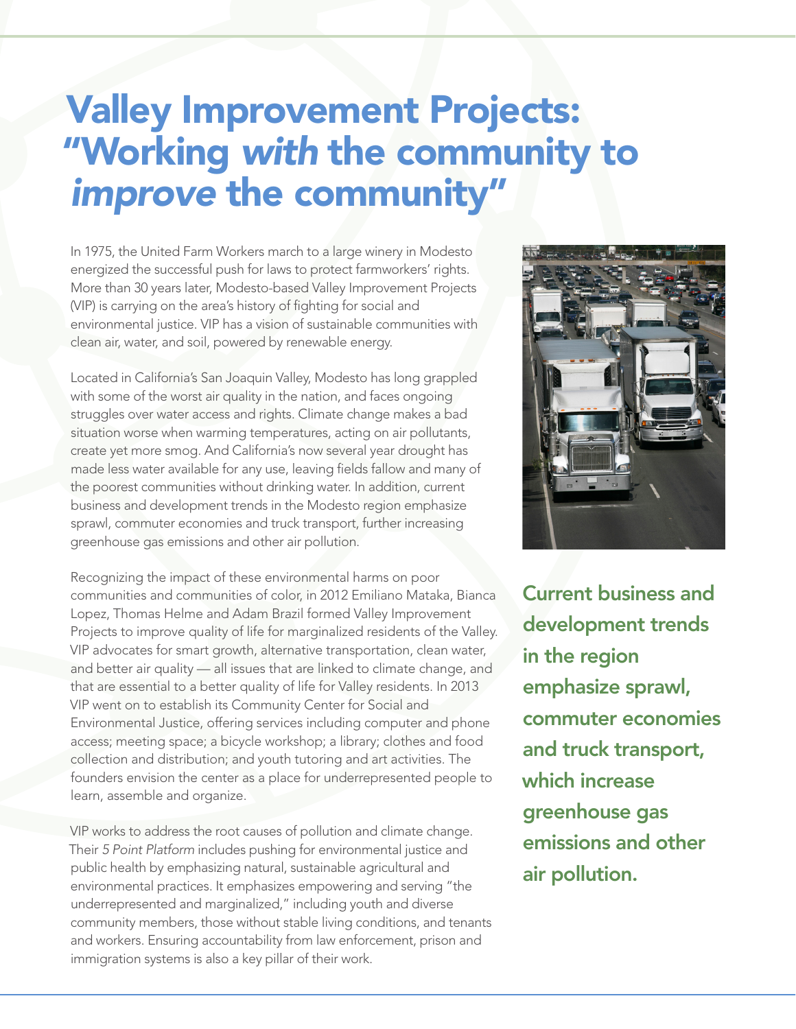# Valley Improvement Projects: "Working *with* the community to *improve* the community"

In 1975, the United Farm Workers march to a large winery in Modesto energized the successful push for laws to protect farmworkers' rights. More than 30 years later, Modesto-based Valley Improvement Projects (VIP) is carrying on the area's history of fighting for social and environmental justice. VIP has a vision of sustainable communities with clean air, water, and soil, powered by renewable energy.

Located in California's San Joaquin Valley, Modesto has long grappled with some of the worst air quality in the nation, and faces ongoing struggles over water access and rights. Climate change makes a bad situation worse when warming temperatures, acting on air pollutants, create yet more smog. And California's now several year drought has made less water available for any use, leaving fields fallow and many of the poorest communities without drinking water. In addition, current business and development trends in the Modesto region emphasize sprawl, commuter economies and truck transport, further increasing greenhouse gas emissions and other air pollution.

Recognizing the impact of these environmental harms on poor communities and communities of color, in 2012 Emiliano Mataka, Bianca Lopez, Thomas Helme and Adam Brazil formed Valley Improvement Projects to improve quality of life for marginalized residents of the Valley. VIP advocates for smart growth, alternative transportation, clean water, and better air quality — all issues that are linked to climate change, and that are essential to a better quality of life for Valley residents. In 2013 VIP went on to establish its Community Center for Social and Environmental Justice, offering services including computer and phone access; meeting space; a bicycle workshop; a library; clothes and food collection and distribution; and youth tutoring and art activities. The founders envision the center as a place for underrepresented people to learn, assemble and organize.

VIP works to address the root causes of pollution and climate change. Their *5 Point Platform* includes pushing for environmental justice and public health by emphasizing natural, sustainable agricultural and environmental practices. It emphasizes empowering and serving "the underrepresented and marginalized," including youth and diverse community members, those without stable living conditions, and tenants and workers. Ensuring accountability from law enforcement, prison and immigration systems is also a key pillar of their work.

**Current business and development trends in the region emphasize sprawl, commuter economies and truck transport, which increase greenhouse gas emissions and other air pollution.**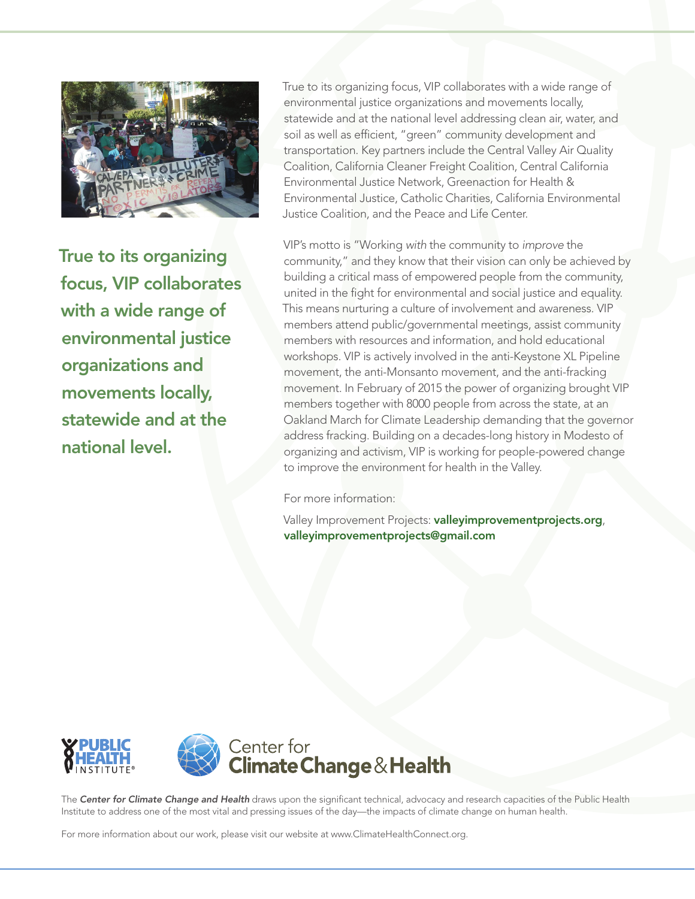**True to its organizing focus, VIP collaborates with a wide range of environmental justice organizations and movements locally, statewide and at the national level.**

True to its organizing focus, VIP collaborates with a wide range of environmental justice organizations and movements locally, statewide and at the national level addressing clean air, water, and soil as well as efficient, "green" community development and transportation. Key partners include the Central Valley Air Quality Coalition, California Cleaner Freight Coalition, Central California Environmental Justice Network, Greenaction for Health & Environmental Justice, Catholic Charities, California Environmental Justice Coalition, and the Peace and Life Center.

VIP's motto is "Working *with* the community to *improve* the community," and they know that their vision can only be achieved by building a critical mass of empowered people from the community, united in the fight for environmental and social justice and equality. This means nurturing a culture of involvement and awareness. VIP members attend public/governmental meetings, assist community members with resources and information, and hold educational workshops. VIP is actively involved in the anti-Keystone XL Pipeline movement, the anti-Monsanto movement, and the anti-fracking movement. In February of 2015 the power of organizing brought VIP members together with 8000 people from across the state, at an Oakland March for Climate Leadership demanding that the governor address fracking. Building on a decades-long history in Modesto of organizing and activism, VIP is working for people-powered change to improve the environment for health in the Valley.

For more information:

Valley Improvement Projects: **valleyimprovementprojects.org**, **valleyimprovementprojects@gmail.com**

PUBLIC HEALTH INSTITUTE®

Center for **Climate Change** & **Health**

The ***Center for Climate Change and Health*** draws upon the significant technical, advocacy and research capacities of the Public Health Institute to address one of the most vital and pressing issues of the day—the impacts of climate change on human health.

For more information about our work, please visit our website at www.ClimateHealthConnect.org.